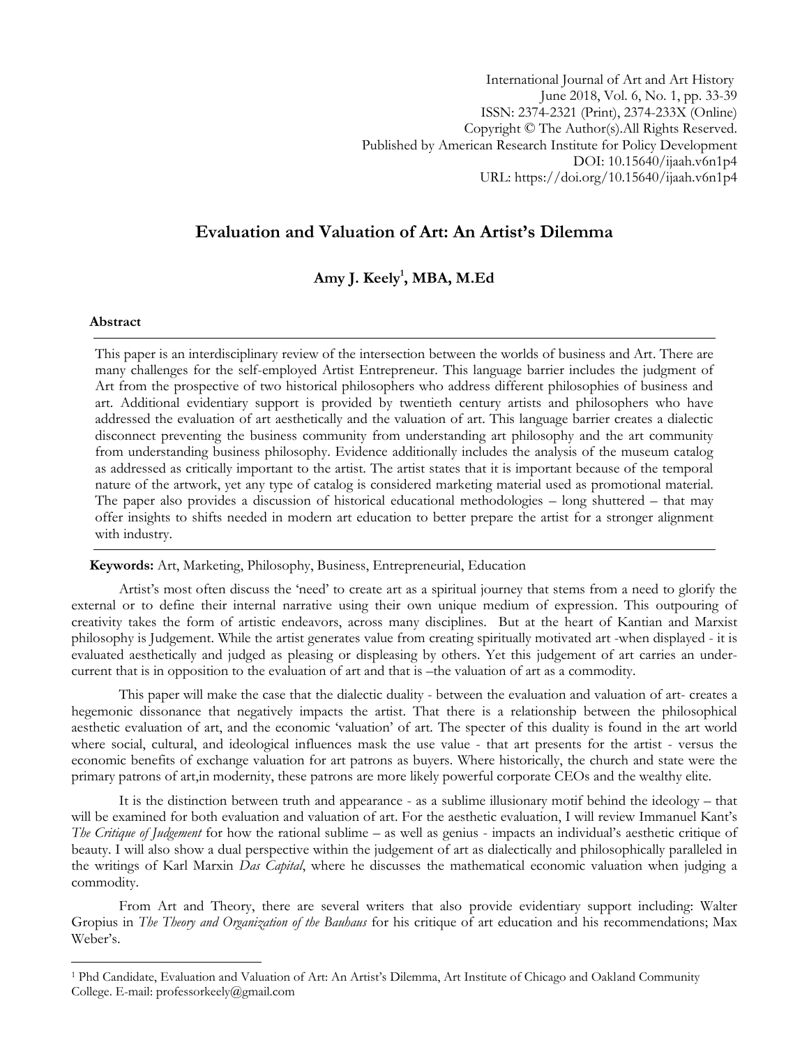International Journal of Art and Art History
June 2018, Vol. 6, No. 1, pp. 33-39
ISSN: 2374-2321 (Print), 2374-233X (Online)
Copyright © The Author(s).All Rights Reserved.
Published by American Research Institute for Policy Development
DOI: 10.15640/ijaah.v6n1p4
URL: https://doi.org/10.15640/ijaah.v6n1p4

# Evaluation and Valuation of Art: An Artist's Dilemma

**Amy J. Keely[1], MBA, M.Ed**

## Abstract

This paper is an interdisciplinary review of the intersection between the worlds of business and Art. There are many challenges for the self-employed Artist Entrepreneur. This language barrier includes the judgment of Art from the prospective of two historical philosophers who address different philosophies of business and art. Additional evidentiary support is provided by twentieth century artists and philosophers who have addressed the evaluation of art aesthetically and the valuation of art. This language barrier creates a dialectic disconnect preventing the business community from understanding art philosophy and the art community from understanding business philosophy. Evidence additionally includes the analysis of the museum catalog as addressed as critically important to the artist. The artist states that it is important because of the temporal nature of the artwork, yet any type of catalog is considered marketing material used as promotional material. The paper also provides a discussion of historical educational methodologies – long shuttered – that may offer insights to shifts needed in modern art education to better prepare the artist for a stronger alignment with industry.

**Keywords:** Art, Marketing, Philosophy, Business, Entrepreneurial, Education

Artist's most often discuss the 'need' to create art as a spiritual journey that stems from a need to glorify the external or to define their internal narrative using their own unique medium of expression. This outpouring of creativity takes the form of artistic endeavors, across many disciplines. But at the heart of Kantian and Marxist philosophy is Judgement. While the artist generates value from creating spiritually motivated art -when displayed - it is evaluated aesthetically and judged as pleasing or displeasing by others. Yet this judgement of art carries an under-current that is in opposition to the evaluation of art and that is –the valuation of art as a commodity.

This paper will make the case that the dialectic duality - between the evaluation and valuation of art- creates a hegemonic dissonance that negatively impacts the artist. That there is a relationship between the philosophical aesthetic evaluation of art, and the economic 'valuation' of art. The specter of this duality is found in the art world where social, cultural, and ideological influences mask the use value - that art presents for the artist - versus the economic benefits of exchange valuation for art patrons as buyers. Where historically, the church and state were the primary patrons of art,in modernity, these patrons are more likely powerful corporate CEOs and the wealthy elite.

It is the distinction between truth and appearance - as a sublime illusionary motif behind the ideology – that will be examined for both evaluation and valuation of art. For the aesthetic evaluation, I will review Immanuel Kant's *The Critique of Judgement* for how the rational sublime – as well as genius - impacts an individual's aesthetic critique of beauty. I will also show a dual perspective within the judgement of art as dialectically and philosophically paralleled in the writings of Karl Marxin *Das Capital*, where he discusses the mathematical economic valuation when judging a commodity.

From Art and Theory, there are several writers that also provide evidentiary support including: Walter Gropius in *The Theory and Organization of the Bauhaus* for his critique of art education and his recommendations; Max Weber's.

[1] Phd Candidate, Evaluation and Valuation of Art: An Artist's Dilemma, Art Institute of Chicago and Oakland Community College. E-mail: professorkeely@gmail.com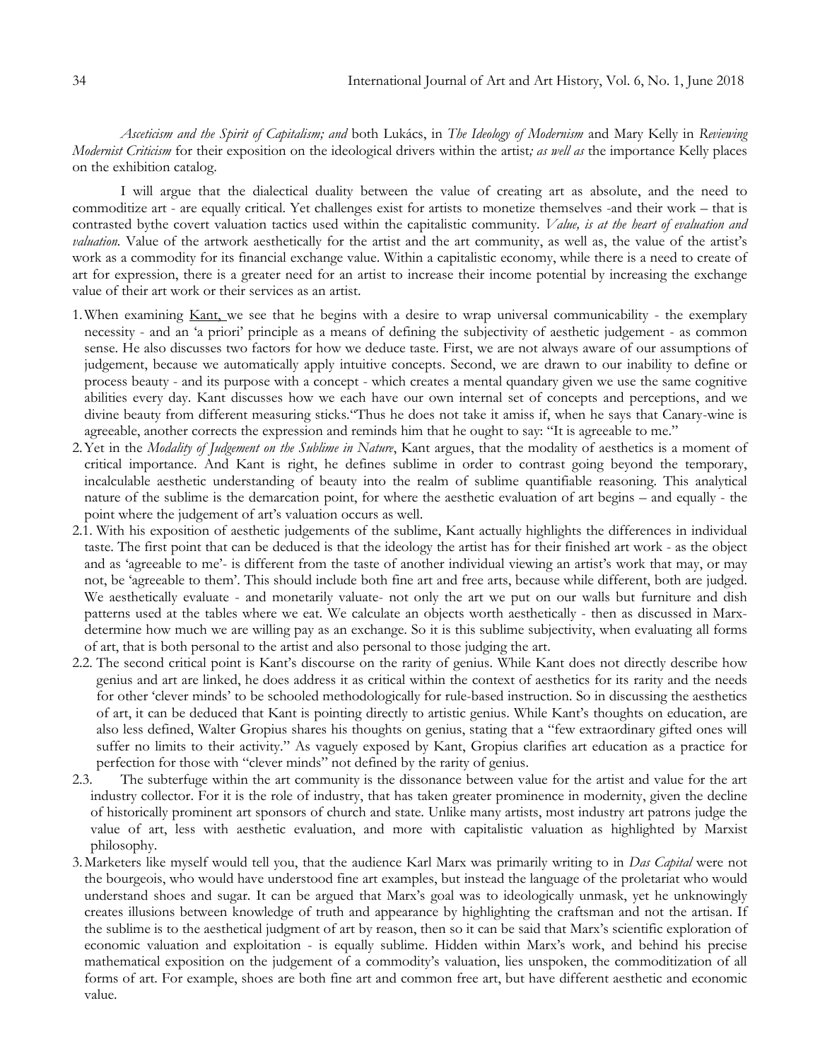*Asceticism and the Spirit of Capitalism; and* both Lukács, in *The Ideology of Modernism* and Mary Kelly in *Reviewing Modernist Criticism* for their exposition on the ideological drivers within the artist*; as well as* the importance Kelly places on the exhibition catalog.

I will argue that the dialectical duality between the value of creating art as absolute, and the need to commoditize art - are equally critical. Yet challenges exist for artists to monetize themselves -and their work – that is contrasted bythe covert valuation tactics used within the capitalistic community. *Value, is at the heart of evaluation and valuation.* Value of the artwork aesthetically for the artist and the art community, as well as, the value of the artist's work as a commodity for its financial exchange value. Within a capitalistic economy, while there is a need to create of art for expression, there is a greater need for an artist to increase their income potential by increasing the exchange value of their art work or their services as an artist.

1. When examining Kant, we see that he begins with a desire to wrap universal communicability - the exemplary necessity - and an 'a priori' principle as a means of defining the subjectivity of aesthetic judgement - as common sense. He also discusses two factors for how we deduce taste. First, we are not always aware of our assumptions of judgement, because we automatically apply intuitive concepts. Second, we are drawn to our inability to define or process beauty - and its purpose with a concept - which creates a mental quandary given we use the same cognitive abilities every day. Kant discusses how we each have our own internal set of concepts and perceptions, and we divine beauty from different measuring sticks."Thus he does not take it amiss if, when he says that Canary-wine is agreeable, another corrects the expression and reminds him that he ought to say: "It is agreeable to me."
2. Yet in the *Modality of Judgement on the Sublime in Nature*, Kant argues, that the modality of aesthetics is a moment of critical importance. And Kant is right, he defines sublime in order to contrast going beyond the temporary, incalculable aesthetic understanding of beauty into the realm of sublime quantifiable reasoning. This analytical nature of the sublime is the demarcation point, for where the aesthetic evaluation of art begins – and equally - the point where the judgement of art's valuation occurs as well.

2.1. With his exposition of aesthetic judgements of the sublime, Kant actually highlights the differences in individual taste. The first point that can be deduced is that the ideology the artist has for their finished art work - as the object and as 'agreeable to me'- is different from the taste of another individual viewing an artist's work that may, or may not, be 'agreeable to them'. This should include both fine art and free arts, because while different, both are judged. We aesthetically evaluate - and monetarily valuate- not only the art we put on our walls but furniture and dish patterns used at the tables where we eat. We calculate an objects worth aesthetically - then as discussed in Marx- determine how much we are willing pay as an exchange. So it is this sublime subjectivity, when evaluating all forms of art, that is both personal to the artist and also personal to those judging the art.

2.2. The second critical point is Kant's discourse on the rarity of genius. While Kant does not directly describe how genius and art are linked, he does address it as critical within the context of aesthetics for its rarity and the needs for other 'clever minds' to be schooled methodologically for rule-based instruction. So in discussing the aesthetics of art, it can be deduced that Kant is pointing directly to artistic genius. While Kant's thoughts on education, are also less defined, Walter Gropius shares his thoughts on genius, stating that a "few extraordinary gifted ones will suffer no limits to their activity." As vaguely exposed by Kant, Gropius clarifies art education as a practice for perfection for those with "clever minds" not defined by the rarity of genius.

2.3. The subterfuge within the art community is the dissonance between value for the artist and value for the art industry collector. For it is the role of industry, that has taken greater prominence in modernity, given the decline of historically prominent art sponsors of church and state. Unlike many artists, most industry art patrons judge the value of art, less with aesthetic evaluation, and more with capitalistic valuation as highlighted by Marxist philosophy.

3. Marketers like myself would tell you, that the audience Karl Marx was primarily writing to in *Das Capital* were not the bourgeois, who would have understood fine art examples, but instead the language of the proletariat who would understand shoes and sugar. It can be argued that Marx's goal was to ideologically unmask, yet he unknowingly creates illusions between knowledge of truth and appearance by highlighting the craftsman and not the artisan. If the sublime is to the aesthetical judgment of art by reason, then so it can be said that Marx's scientific exploration of economic valuation and exploitation - is equally sublime. Hidden within Marx's work, and behind his precise mathematical exposition on the judgement of a commodity's valuation, lies unspoken, the commoditization of all forms of art. For example, shoes are both fine art and common free art, but have different aesthetic and economic value.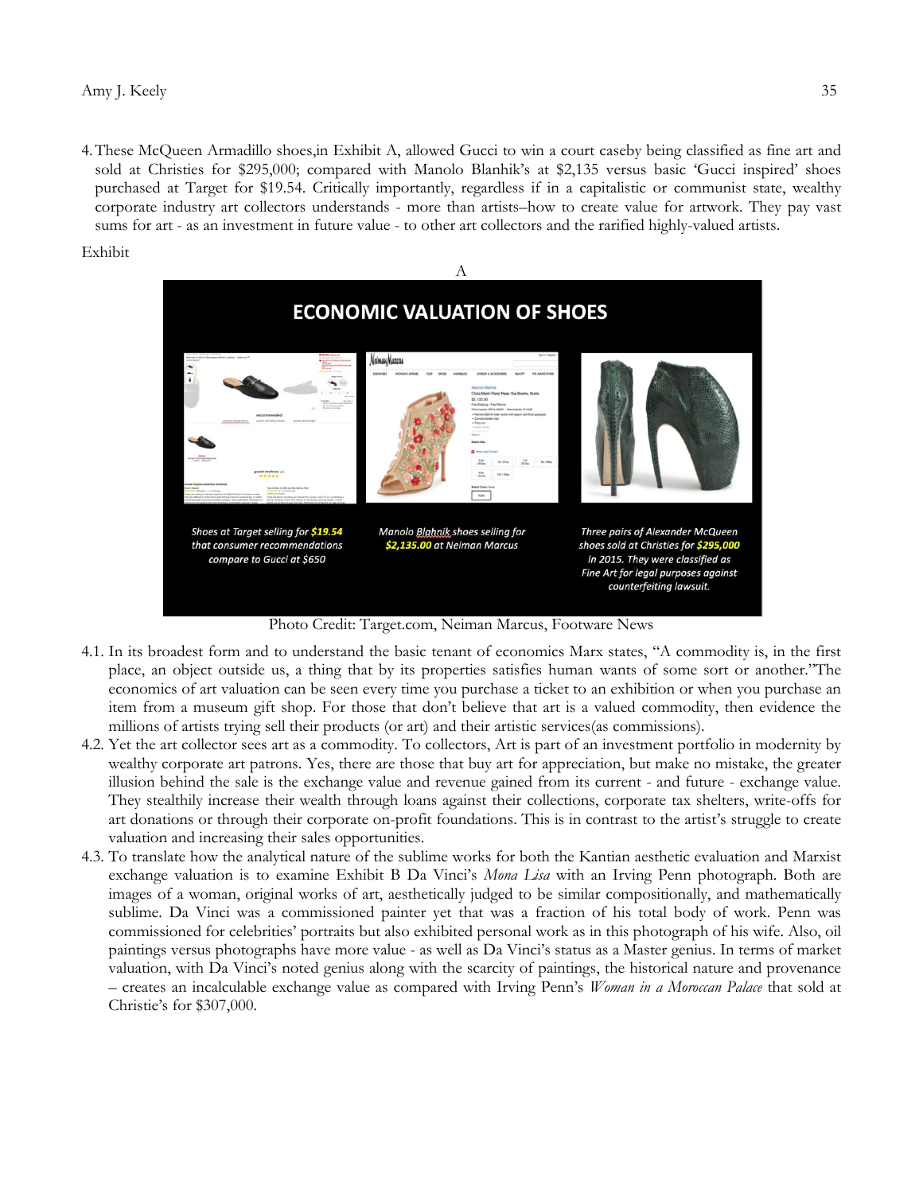4. These McQueen Armadillo shoes,in Exhibit A, allowed Gucci to win a court caseby being classified as fine art and sold at Christies for $295,000; compared with Manolo Blanhik's at $2,135 versus basic 'Gucci inspired' shoes purchased at Target for $19.54. Critically importantly, regardless if in a capitalistic or communist state, wealthy corporate industry art collectors understands - more than artists–how to create value for artwork. They pay vast sums for art - as an investment in future value - to other art collectors and the rarified highly-valued artists.

Exhibit

A

**ECONOMIC VALUATION OF SHOES**

*Shoes at Target selling for **$19.54** that consumer recommendations compare to Gucci at $650*

*Manolo Blahnik shoes selling for **$2,135.00** at Neiman Marcus*

*Three pairs of Alexander McQueen shoes sold at Christies for **$295,000** in 2015. They were classified as Fine Art for legal purposes against counterfeiting lawsuit.*

Photo Credit: Target.com, Neiman Marcus, Footware News

4.1. In its broadest form and to understand the basic tenant of economics Marx states, "A commodity is, in the first place, an object outside us, a thing that by its properties satisfies human wants of some sort or another."The economics of art valuation can be seen every time you purchase a ticket to an exhibition or when you purchase an item from a museum gift shop. For those that don't believe that art is a valued commodity, then evidence the millions of artists trying sell their products (or art) and their artistic services(as commissions).

4.2. Yet the art collector sees art as a commodity. To collectors, Art is part of an investment portfolio in modernity by wealthy corporate art patrons. Yes, there are those that buy art for appreciation, but make no mistake, the greater illusion behind the sale is the exchange value and revenue gained from its current - and future - exchange value. They stealthily increase their wealth through loans against their collections, corporate tax shelters, write-offs for art donations or through their corporate on-profit foundations. This is in contrast to the artist's struggle to create valuation and increasing their sales opportunities.

4.3. To translate how the analytical nature of the sublime works for both the Kantian aesthetic evaluation and Marxist exchange valuation is to examine Exhibit B Da Vinci's *Mona Lisa* with an Irving Penn photograph. Both are images of a woman, original works of art, aesthetically judged to be similar compositionally, and mathematically sublime. Da Vinci was a commissioned painter yet that was a fraction of his total body of work. Penn was commissioned for celebrities' portraits but also exhibited personal work as in this photograph of his wife. Also, oil paintings versus photographs have more value - as well as Da Vinci's status as a Master genius. In terms of market valuation, with Da Vinci's noted genius along with the scarcity of paintings, the historical nature and provenance – creates an incalculable exchange value as compared with Irving Penn's *Woman in a Moroccan Palace* that sold at Christie's for $307,000.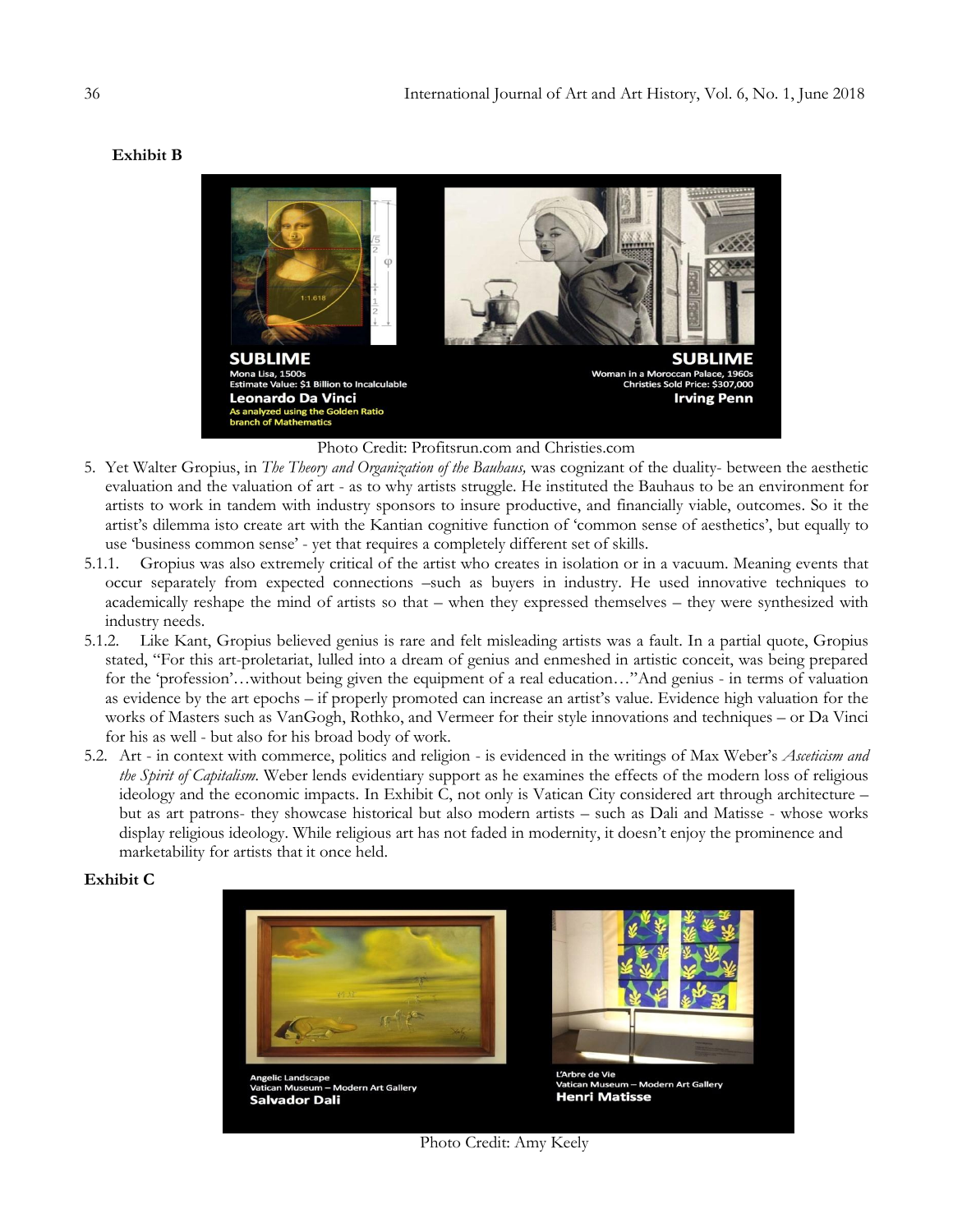**Exhibit B**

Photo Credit: Profitsrun.com and Christies.com

5. Yet Walter Gropius, in *The Theory and Organization of the Bauhaus,* was cognizant of the duality- between the aesthetic evaluation and the valuation of art - as to why artists struggle. He instituted the Bauhaus to be an environment for artists to work in tandem with industry sponsors to insure productive, and financially viable, outcomes. So it the artist's dilemma isto create art with the Kantian cognitive function of 'common sense of aesthetics', but equally to use 'business common sense' - yet that requires a completely different set of skills.

5.1.1. Gropius was also extremely critical of the artist who creates in isolation or in a vacuum. Meaning events that occur separately from expected connections –such as buyers in industry. He used innovative techniques to academically reshape the mind of artists so that – when they expressed themselves – they were synthesized with industry needs.

5.1.2. Like Kant, Gropius believed genius is rare and felt misleading artists was a fault. In a partial quote, Gropius stated, "For this art-proletariat, lulled into a dream of genius and enmeshed in artistic conceit, was being prepared for the 'profession'…without being given the equipment of a real education…"And genius - in terms of valuation as evidence by the art epochs – if properly promoted can increase an artist's value. Evidence high valuation for the works of Masters such as VanGogh, Rothko, and Vermeer for their style innovations and techniques – or Da Vinci for his as well - but also for his broad body of work.

5.2. Art - in context with commerce, politics and religion - is evidenced in the writings of Max Weber's *Asceticism and the Spirit of Capitalism.* Weber lends evidentiary support as he examines the effects of the modern loss of religious ideology and the economic impacts. In Exhibit C, not only is Vatican City considered art through architecture – but as art patrons- they showcase historical but also modern artists – such as Dali and Matisse - whose works display religious ideology. While religious art has not faded in modernity, it doesn't enjoy the prominence and marketability for artists that it once held.

**Exhibit C**

Photo Credit: Amy Keely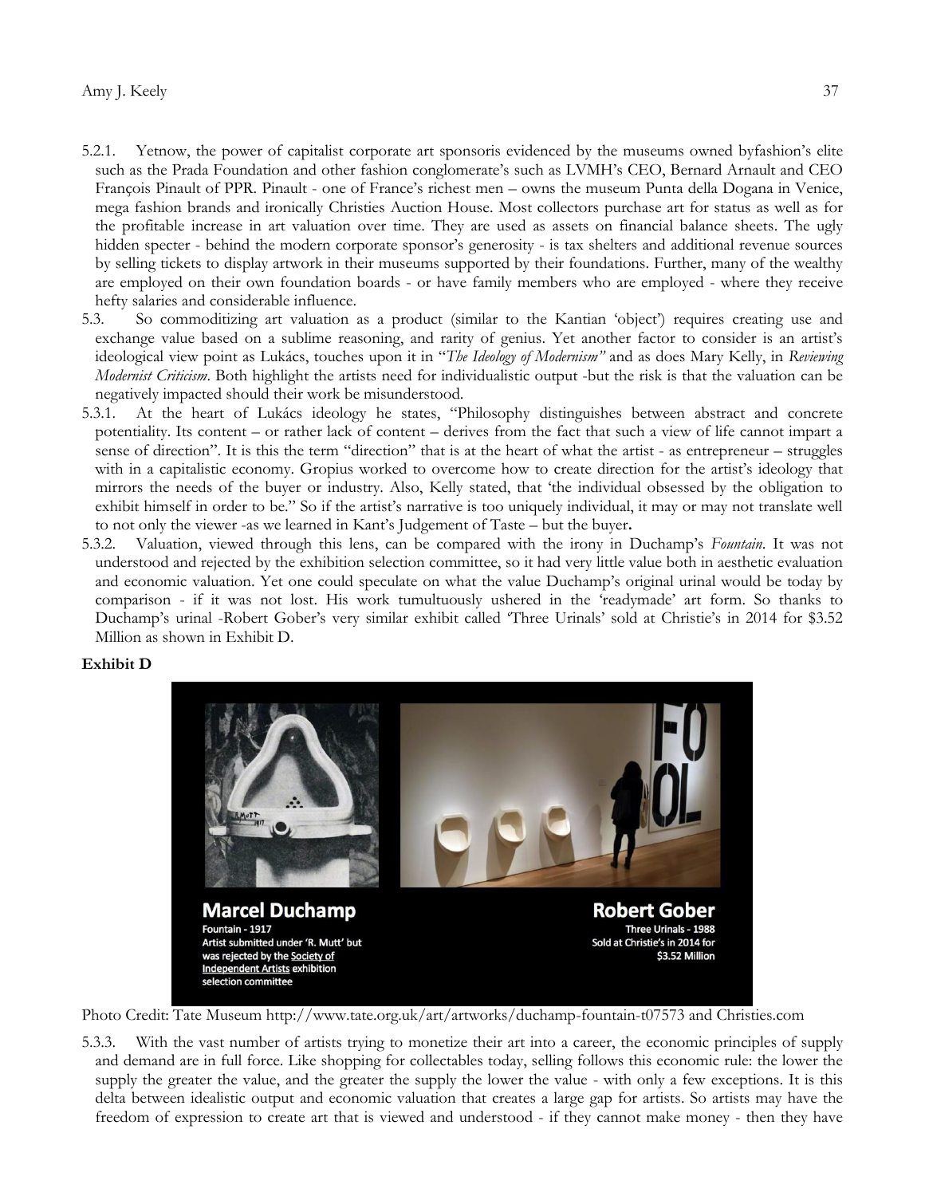5.2.1. Yetnow, the power of capitalist corporate art sponsoris evidenced by the museums owned byfashion's elite such as the Prada Foundation and other fashion conglomerate's such as LVMH's CEO, Bernard Arnault and CEO François Pinault of PPR. Pinault - one of France's richest men – owns the museum Punta della Dogana in Venice, mega fashion brands and ironically Christies Auction House. Most collectors purchase art for status as well as for the profitable increase in art valuation over time. They are used as assets on financial balance sheets. The ugly hidden specter - behind the modern corporate sponsor's generosity - is tax shelters and additional revenue sources by selling tickets to display artwork in their museums supported by their foundations. Further, many of the wealthy are employed on their own foundation boards - or have family members who are employed - where they receive hefty salaries and considerable influence.

5.3. So commoditizing art valuation as a product (similar to the Kantian 'object') requires creating use and exchange value based on a sublime reasoning, and rarity of genius. Yet another factor to consider is an artist's ideological view point as Lukács, touches upon it in "*The Ideology of Modernism"* and as does Mary Kelly, in *Reviewing Modernist Criticism*. Both highlight the artists need for individualistic output -but the risk is that the valuation can be negatively impacted should their work be misunderstood.

5.3.1. At the heart of Lukács ideology he states, "Philosophy distinguishes between abstract and concrete potentiality. Its content – or rather lack of content – derives from the fact that such a view of life cannot impart a sense of direction". It is this the term "direction" that is at the heart of what the artist - as entrepreneur – struggles with in a capitalistic economy. Gropius worked to overcome how to create direction for the artist's ideology that mirrors the needs of the buyer or industry. Also, Kelly stated, that 'the individual obsessed by the obligation to exhibit himself in order to be." So if the artist's narrative is too uniquely individual, it may or may not translate well to not only the viewer -as we learned in Kant's Judgement of Taste – but the buyer**.**

5.3.2. Valuation, viewed through this lens, can be compared with the irony in Duchamp's *Fountain*. It was not understood and rejected by the exhibition selection committee, so it had very little value both in aesthetic evaluation and economic valuation. Yet one could speculate on what the value Duchamp's original urinal would be today by comparison - if it was not lost. His work tumultuously ushered in the 'readymade' art form. So thanks to Duchamp's urinal -Robert Gober's very similar exhibit called 'Three Urinals' sold at Christie's in 2014 for $3.52 Million as shown in Exhibit D.

**Exhibit D**

**Marcel Duchamp**
Fountain - 1917
Artist submitted under 'R. Mutt' but was rejected by the Society of Independent Artists exhibition selection committee

**Robert Gober**
Three Urinals - 1988
Sold at Christie's in 2014 for $3.52 Million

Photo Credit: Tate Museum http://www.tate.org.uk/art/artworks/duchamp-fountain-t07573 and Christies.com

5.3.3. With the vast number of artists trying to monetize their art into a career, the economic principles of supply and demand are in full force. Like shopping for collectables today, selling follows this economic rule: the lower the supply the greater the value, and the greater the supply the lower the value - with only a few exceptions. It is this delta between idealistic output and economic valuation that creates a large gap for artists. So artists may have the freedom of expression to create art that is viewed and understood - if they cannot make money - then they have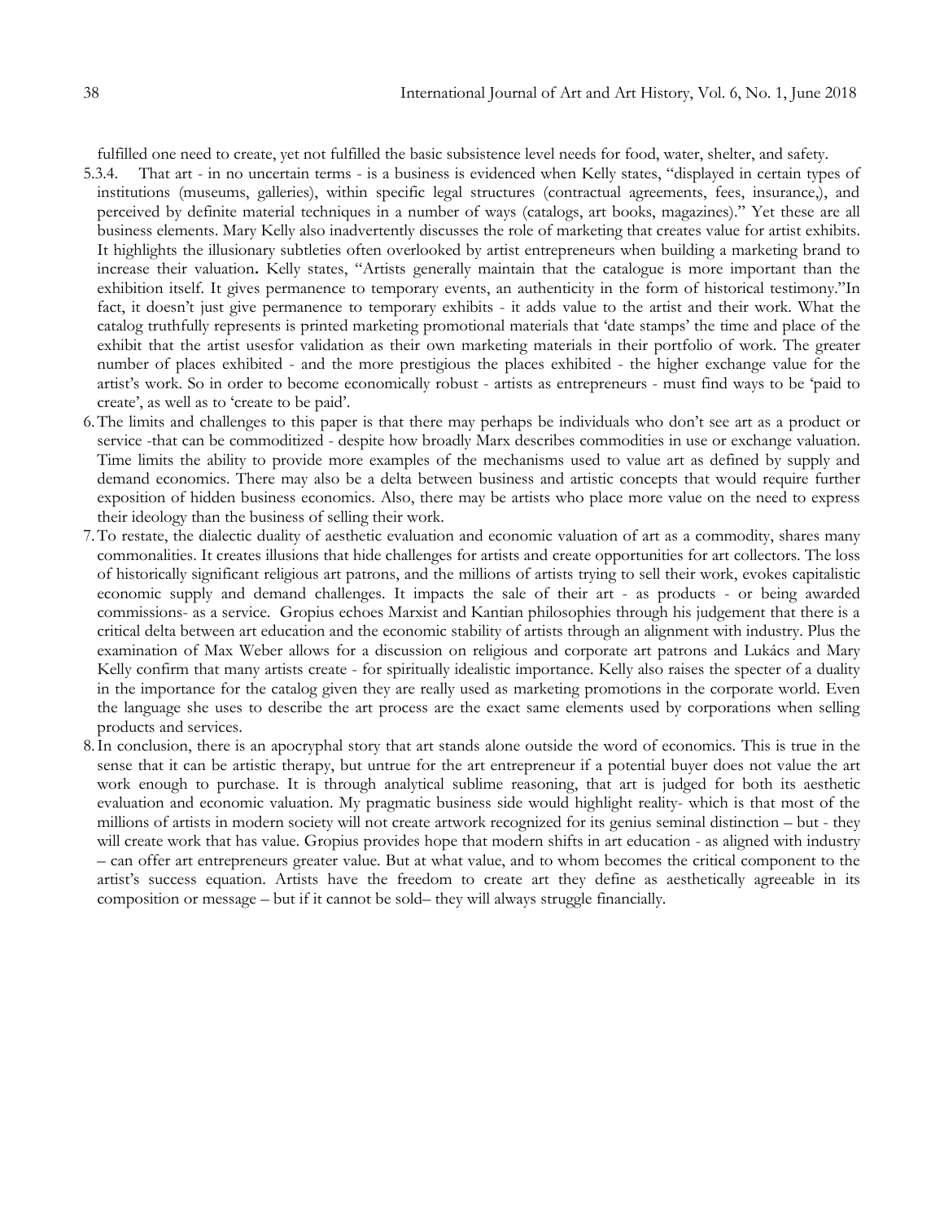fulfilled one need to create, yet not fulfilled the basic subsistence level needs for food, water, shelter, and safety.

5.3.4. That art - in no uncertain terms - is a business is evidenced when Kelly states, "displayed in certain types of institutions (museums, galleries), within specific legal structures (contractual agreements, fees, insurance,), and perceived by definite material techniques in a number of ways (catalogs, art books, magazines)." Yet these are all business elements. Mary Kelly also inadvertently discusses the role of marketing that creates value for artist exhibits. It highlights the illusionary subtleties often overlooked by artist entrepreneurs when building a marketing brand to increase their valuation**.** Kelly states, "Artists generally maintain that the catalogue is more important than the exhibition itself. It gives permanence to temporary events, an authenticity in the form of historical testimony."In fact, it doesn't just give permanence to temporary exhibits - it adds value to the artist and their work. What the catalog truthfully represents is printed marketing promotional materials that 'date stamps' the time and place of the exhibit that the artist usesfor validation as their own marketing materials in their portfolio of work. The greater number of places exhibited - and the more prestigious the places exhibited - the higher exchange value for the artist's work. So in order to become economically robust - artists as entrepreneurs - must find ways to be 'paid to create', as well as to 'create to be paid'.

6. The limits and challenges to this paper is that there may perhaps be individuals who don't see art as a product or service -that can be commoditized - despite how broadly Marx describes commodities in use or exchange valuation. Time limits the ability to provide more examples of the mechanisms used to value art as defined by supply and demand economics. There may also be a delta between business and artistic concepts that would require further exposition of hidden business economics. Also, there may be artists who place more value on the need to express their ideology than the business of selling their work.

7. To restate, the dialectic duality of aesthetic evaluation and economic valuation of art as a commodity, shares many commonalities. It creates illusions that hide challenges for artists and create opportunities for art collectors. The loss of historically significant religious art patrons, and the millions of artists trying to sell their work, evokes capitalistic economic supply and demand challenges. It impacts the sale of their art - as products - or being awarded commissions- as a service. Gropius echoes Marxist and Kantian philosophies through his judgement that there is a critical delta between art education and the economic stability of artists through an alignment with industry. Plus the examination of Max Weber allows for a discussion on religious and corporate art patrons and Lukács and Mary Kelly confirm that many artists create - for spiritually idealistic importance. Kelly also raises the specter of a duality in the importance for the catalog given they are really used as marketing promotions in the corporate world. Even the language she uses to describe the art process are the exact same elements used by corporations when selling products and services.

8. In conclusion, there is an apocryphal story that art stands alone outside the word of economics. This is true in the sense that it can be artistic therapy, but untrue for the art entrepreneur if a potential buyer does not value the art work enough to purchase. It is through analytical sublime reasoning, that art is judged for both its aesthetic evaluation and economic valuation. My pragmatic business side would highlight reality- which is that most of the millions of artists in modern society will not create artwork recognized for its genius seminal distinction – but - they will create work that has value. Gropius provides hope that modern shifts in art education - as aligned with industry – can offer art entrepreneurs greater value. But at what value, and to whom becomes the critical component to the artist's success equation. Artists have the freedom to create art they define as aesthetically agreeable in its composition or message – but if it cannot be sold– they will always struggle financially.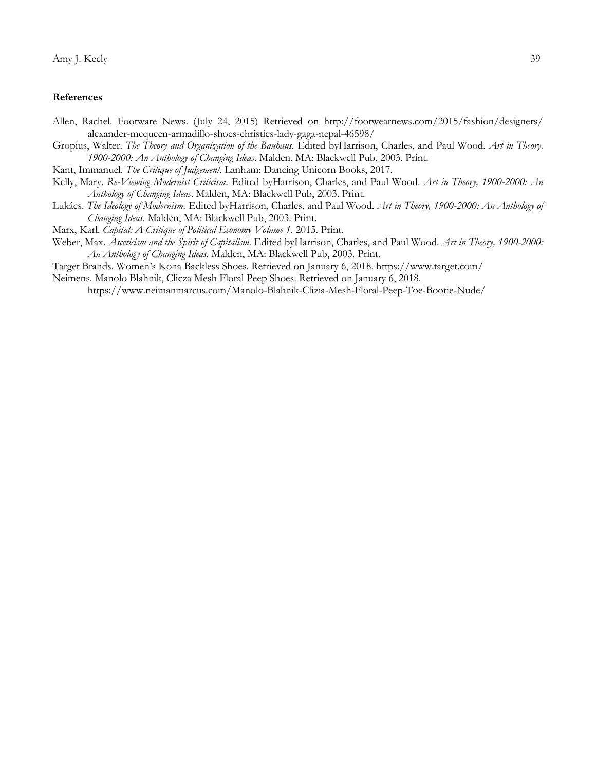**References**

Allen, Rachel. Footware News. (July 24, 2015) Retrieved on http://footwearnews.com/2015/fashion/designers/alexander-mcqueen-armadillo-shoes-christies-lady-gaga-nepal-46598/

Gropius, Walter. *The Theory and Organization of the Bauhaus*. Edited byHarrison, Charles, and Paul Wood. *Art in Theory, 1900-2000: An Anthology of Changing Ideas*. Malden, MA: Blackwell Pub, 2003. Print.

Kant, Immanuel. *The Critique of Judgement*. Lanham: Dancing Unicorn Books, 2017.

Kelly, Mary. *Re-Viewing Modernist Criticism*. Edited byHarrison, Charles, and Paul Wood. *Art in Theory, 1900-2000: An Anthology of Changing Ideas*. Malden, MA: Blackwell Pub, 2003. Print.

Lukács. *The Ideology of Modernism*. Edited byHarrison, Charles, and Paul Wood. *Art in Theory, 1900-2000: An Anthology of Changing Ideas*. Malden, MA: Blackwell Pub, 2003. Print.

Marx, Karl. *Capital: A Critique of Political Economy Volume 1*. 2015. Print.

Weber, Max. *Asceticism and the Spirit of Capitalism*. Edited byHarrison, Charles, and Paul Wood. *Art in Theory, 1900-2000: An Anthology of Changing Ideas*. Malden, MA: Blackwell Pub, 2003. Print.

Target Brands. Women's Kona Backless Shoes. Retrieved on January 6, 2018. https://www.target.com/

Neimens. Manolo Blahnik, Clicza Mesh Floral Peep Shoes. Retrieved on January 6, 2018. https://www.neimanmarcus.com/Manolo-Blahnik-Clizia-Mesh-Floral-Peep-Toe-Bootie-Nude/